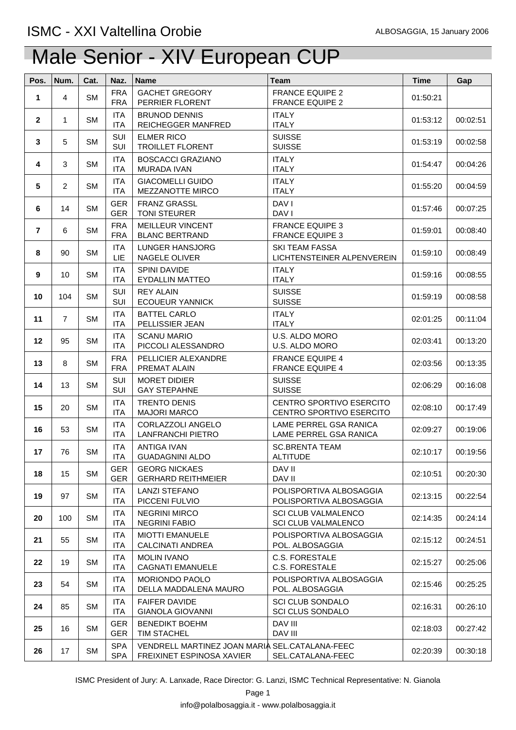ISMC - XXI Valtellina Orobie

ALBOSAGGIA, 15 January 2006

# Male Senior - XIV European CUP

| Pos. | Num. | Cat. | Naz. | Name | Team | Time | Gap |
|---|---|---|---|---|---|---|---|
| 1 | 4 | SM | FRA<br>FRA | GACHET GREGORY<br>PERRIER FLORENT | FRANCE EQUIPE 2<br>FRANCE EQUIPE 2 | 01:50:21 | |
| 2 | 1 | SM | ITA<br>ITA | BRUNOD DENNIS<br>REICHEGGER MANFRED | ITALY<br>ITALY | 01:53:12 | 00:02:51 |
| 3 | 5 | SM | SUI<br>SUI | ELMER RICO<br>TROILLET FLORENT | SUISSE<br>SUISSE | 01:53:19 | 00:02:58 |
| 4 | 3 | SM | ITA<br>ITA | BOSCACCI GRAZIANO<br>MURADA IVAN | ITALY<br>ITALY | 01:54:47 | 00:04:26 |
| 5 | 2 | SM | ITA<br>ITA | GIACOMELLI GUIDO<br>MEZZANOTTE MIRCO | ITALY<br>ITALY | 01:55:20 | 00:04:59 |
| 6 | 14 | SM | GER<br>GER | FRANZ GRASSL<br>TONI STEURER | DAV I<br>DAV I | 01:57:46 | 00:07:25 |
| 7 | 6 | SM | FRA<br>FRA | MEILLEUR VINCENT<br>BLANC BERTRAND | FRANCE EQUIPE 3<br>FRANCE EQUIPE 3 | 01:59:01 | 00:08:40 |
| 8 | 90 | SM | ITA<br>LIE | LUNGER HANSJORG<br>NAGELE OLIVER | SKI TEAM FASSA<br>LICHTENSTEINER ALPENVEREIN | 01:59:10 | 00:08:49 |
| 9 | 10 | SM | ITA<br>ITA | SPINI DAVIDE<br>EYDALLIN MATTEO | ITALY<br>ITALY | 01:59:16 | 00:08:55 |
| 10 | 104 | SM | SUI<br>SUI | REY ALAIN<br>ECOUEUR YANNICK | SUISSE<br>SUISSE | 01:59:19 | 00:08:58 |
| 11 | 7 | SM | ITA<br>ITA | BATTEL CARLO<br>PELLISSIER JEAN | ITALY<br>ITALY | 02:01:25 | 00:11:04 |
| 12 | 95 | SM | ITA<br>ITA | SCANU MARIO<br>PICCOLI ALESSANDRO | U.S. ALDO MORO<br>U.S. ALDO MORO | 02:03:41 | 00:13:20 |
| 13 | 8 | SM | FRA<br>FRA | PELLICIER ALEXANDRE<br>PREMAT ALAIN | FRANCE EQUIPE 4<br>FRANCE EQUIPE 4 | 02:03:56 | 00:13:35 |
| 14 | 13 | SM | SUI<br>SUI | MORET DIDIER<br>GAY STEPAHNE | SUISSE<br>SUISSE | 02:06:29 | 00:16:08 |
| 15 | 20 | SM | ITA<br>ITA | TRENTO DENIS<br>MAJORI MARCO | CENTRO SPORTIVO ESERCITO<br>CENTRO SPORTIVO ESERCITO | 02:08:10 | 00:17:49 |
| 16 | 53 | SM | ITA<br>ITA | CORLAZZOLI ANGELO<br>LANFRANCHI PIETRO | LAME PERREL GSA RANICA<br>LAME PERREL GSA RANICA | 02:09:27 | 00:19:06 |
| 17 | 76 | SM | ITA<br>ITA | ANTIGA IVAN<br>GUADAGNINI ALDO | SC.BRENTA TEAM<br>ALTITUDE | 02:10:17 | 00:19:56 |
| 18 | 15 | SM | GER<br>GER | GEORG NICKAES<br>GERHARD REITHMEIER | DAV II<br>DAV II | 02:10:51 | 00:20:30 |
| 19 | 97 | SM | ITA<br>ITA | LANZI STEFANO<br>PICCENI FULVIO | POLISPORTIVA ALBOSAGGIA<br>POLISPORTIVA ALBOSAGGIA | 02:13:15 | 00:22:54 |
| 20 | 100 | SM | ITA<br>ITA | NEGRINI MIRCO<br>NEGRINI FABIO | SCI CLUB VALMALENCO<br>SCI CLUB VALMALENCO | 02:14:35 | 00:24:14 |
| 21 | 55 | SM | ITA<br>ITA | MIOTTI EMANUELE<br>CALCINATI ANDREA | POLISPORTIVA ALBOSAGGIA<br>POL. ALBOSAGGIA | 02:15:12 | 00:24:51 |
| 22 | 19 | SM | ITA<br>ITA | MOLIN IVANO<br>CAGNATI EMANUELE | C.S. FORESTALE<br>C.S. FORESTALE | 02:15:27 | 00:25:06 |
| 23 | 54 | SM | ITA<br>ITA | MORIONDO PAOLO<br>DELLA MADDALENA MAURO | POLISPORTIVA ALBOSAGGIA<br>POL. ALBOSAGGIA | 02:15:46 | 00:25:25 |
| 24 | 85 | SM | ITA<br>ITA | FAIFER DAVIDE<br>GIANOLA GIOVANNI | SCI CLUB SONDALO<br>SCI CLUS SONDALO | 02:16:31 | 00:26:10 |
| 25 | 16 | SM | GER<br>GER | BENEDIKT BOEHM<br>TIM STACHEL | DAV III<br>DAV III | 02:18:03 | 00:27:42 |
| 26 | 17 | SM | SPA<br>SPA | VENDRELL MARTINEZ JOAN MARIA<br>FREIXINET ESPINOSA XAVIER | SEL.CATALANA-FEEC<br>SEL.CATALANA-FEEC | 02:20:39 | 00:30:18 |

ISMC President of Jury: A. Lanxade, Race Director: G. Lanzi, ISMC Technical Representative: N. Gianola

info@polalbosaggia.it - www.polalbosaggia.it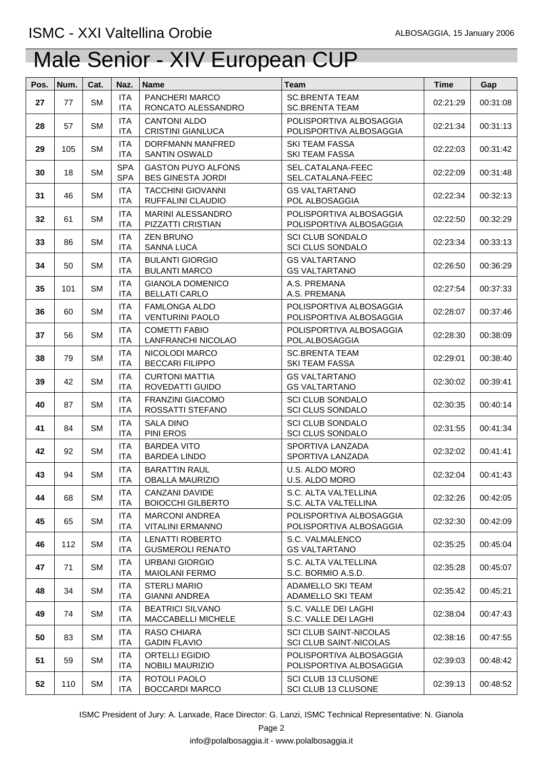ISMC - XXI Valtellina Orobie

ALBOSAGGIA, 15 January 2006

# Male Senior - XIV European CUP

| Pos. | Num. | Cat. | Naz. | Name | Team | Time | Gap |
|---|---|---|---|---|---|---|---|
| 27 | 77 | SM | ITA<br>ITA | PANCHERI MARCO<br>RONCATO ALESSANDRO | SC.BRENTA TEAM<br>SC.BRENTA TEAM | 02:21:29 | 00:31:08 |
| 28 | 57 | SM | ITA<br>ITA | CANTONI ALDO<br>CRISTINI GIANLUCA | POLISPORTIVA ALBOSAGGIA<br>POLISPORTIVA ALBOSAGGIA | 02:21:34 | 00:31:13 |
| 29 | 105 | SM | ITA<br>ITA | DORFMANN MANFRED<br>SANTIN OSWALD | SKI TEAM FASSA<br>SKI TEAM FASSA | 02:22:03 | 00:31:42 |
| 30 | 18 | SM | SPA<br>SPA | GASTON PUYO ALFONS<br>BES GINESTA JORDI | SEL.CATALANA-FEEC<br>SEL.CATALANA-FEEC | 02:22:09 | 00:31:48 |
| 31 | 46 | SM | ITA<br>ITA | TACCHINI GIOVANNI<br>RUFFALINI CLAUDIO | GS VALTARTANO<br>POL ALBOSAGGIA | 02:22:34 | 00:32:13 |
| 32 | 61 | SM | ITA<br>ITA | MARINI ALESSANDRO<br>PIZZATTI CRISTIAN | POLISPORTIVA ALBOSAGGIA<br>POLISPORTIVA ALBOSAGGIA | 02:22:50 | 00:32:29 |
| 33 | 86 | SM | ITA<br>ITA | ZEN BRUNO<br>SANNA LUCA | SCI CLUB SONDALO<br>SCI CLUS SONDALO | 02:23:34 | 00:33:13 |
| 34 | 50 | SM | ITA<br>ITA | BULANTI GIORGIO<br>BULANTI MARCO | GS VALTARTANO<br>GS VALTARTANO | 02:26:50 | 00:36:29 |
| 35 | 101 | SM | ITA<br>ITA | GIANOLA DOMENICO<br>BELLATI CARLO | A.S. PREMANA<br>A.S. PREMANA | 02:27:54 | 00:37:33 |
| 36 | 60 | SM | ITA<br>ITA | FAMLONGA ALDO<br>VENTURINI PAOLO | POLISPORTIVA ALBOSAGGIA<br>POLISPORTIVA ALBOSAGGIA | 02:28:07 | 00:37:46 |
| 37 | 56 | SM | ITA<br>ITA | COMETTI FABIO<br>LANFRANCHI NICOLAO | POLISPORTIVA ALBOSAGGIA<br>POL.ALBOSAGGIA | 02:28:30 | 00:38:09 |
| 38 | 79 | SM | ITA<br>ITA | NICOLODI MARCO<br>BECCARI FILIPPO | SC.BRENTA TEAM<br>SKI TEAM FASSA | 02:29:01 | 00:38:40 |
| 39 | 42 | SM | ITA<br>ITA | CURTONI MATTIA<br>ROVEDATTI GUIDO | GS VALTARTANO<br>GS VALTARTANO | 02:30:02 | 00:39:41 |
| 40 | 87 | SM | ITA<br>ITA | FRANZINI GIACOMO<br>ROSSATTI STEFANO | SCI CLUB SONDALO<br>SCI CLUS SONDALO | 02:30:35 | 00:40:14 |
| 41 | 84 | SM | ITA<br>ITA | SALA DINO<br>PINI EROS | SCI CLUB SONDALO<br>SCI CLUS SONDALO | 02:31:55 | 00:41:34 |
| 42 | 92 | SM | ITA<br>ITA | BARDEA VITO<br>BARDEA LINDO | SPORTIVA LANZADA<br>SPORTIVA LANZADA | 02:32:02 | 00:41:41 |
| 43 | 94 | SM | ITA<br>ITA | BARATTIN RAUL<br>OBALLA MAURIZIO | U.S. ALDO MORO<br>U.S. ALDO MORO | 02:32:04 | 00:41:43 |
| 44 | 68 | SM | ITA<br>ITA | CANZANI DAVIDE<br>BOIOCCHI GILBERTO | S.C. ALTA VALTELLINA<br>S.C. ALTA VALTELLINA | 02:32:26 | 00:42:05 |
| 45 | 65 | SM | ITA<br>ITA | MARCONI ANDREA<br>VITALINI ERMANNO | POLISPORTIVA ALBOSAGGIA<br>POLISPORTIVA ALBOSAGGIA | 02:32:30 | 00:42:09 |
| 46 | 112 | SM | ITA<br>ITA | LENATTI ROBERTO<br>GUSMEROLI RENATO | S.C. VALMALENCO<br>GS VALTARTANO | 02:35:25 | 00:45:04 |
| 47 | 71 | SM | ITA<br>ITA | URBANI GIORGIO<br>MAIOLANI FERMO | S.C. ALTA VALTELLINA<br>S.C. BORMIO A.S.D. | 02:35:28 | 00:45:07 |
| 48 | 34 | SM | ITA<br>ITA | STERLI MARIO<br>GIANNI ANDREA | ADAMELLO SKI TEAM<br>ADAMELLO SKI TEAM | 02:35:42 | 00:45:21 |
| 49 | 74 | SM | ITA<br>ITA | BEATRICI SILVANO<br>MACCABELLI MICHELE | S.C. VALLE DEI LAGHI<br>S.C. VALLE DEI LAGHI | 02:38:04 | 00:47:43 |
| 50 | 83 | SM | ITA<br>ITA | RASO CHIARA<br>GADIN FLAVIO | SCI CLUB SAINT-NICOLAS<br>SCI CLUB SAINT-NICOLAS | 02:38:16 | 00:47:55 |
| 51 | 59 | SM | ITA<br>ITA | ORTELLI EGIDIO<br>NOBILI MAURIZIO | POLISPORTIVA ALBOSAGGIA<br>POLISPORTIVA ALBOSAGGIA | 02:39:03 | 00:48:42 |
| 52 | 110 | SM | ITA<br>ITA | ROTOLI PAOLO<br>BOCCARDI MARCO | SCI CLUB 13 CLUSONE<br>SCI CLUB 13 CLUSONE | 02:39:13 | 00:48:52 |

ISMC President of Jury: A. Lanxade, Race Director: G. Lanzi, ISMC Technical Representative: N. Gianola

info@polalbosaggia.it - www.polalbosaggia.it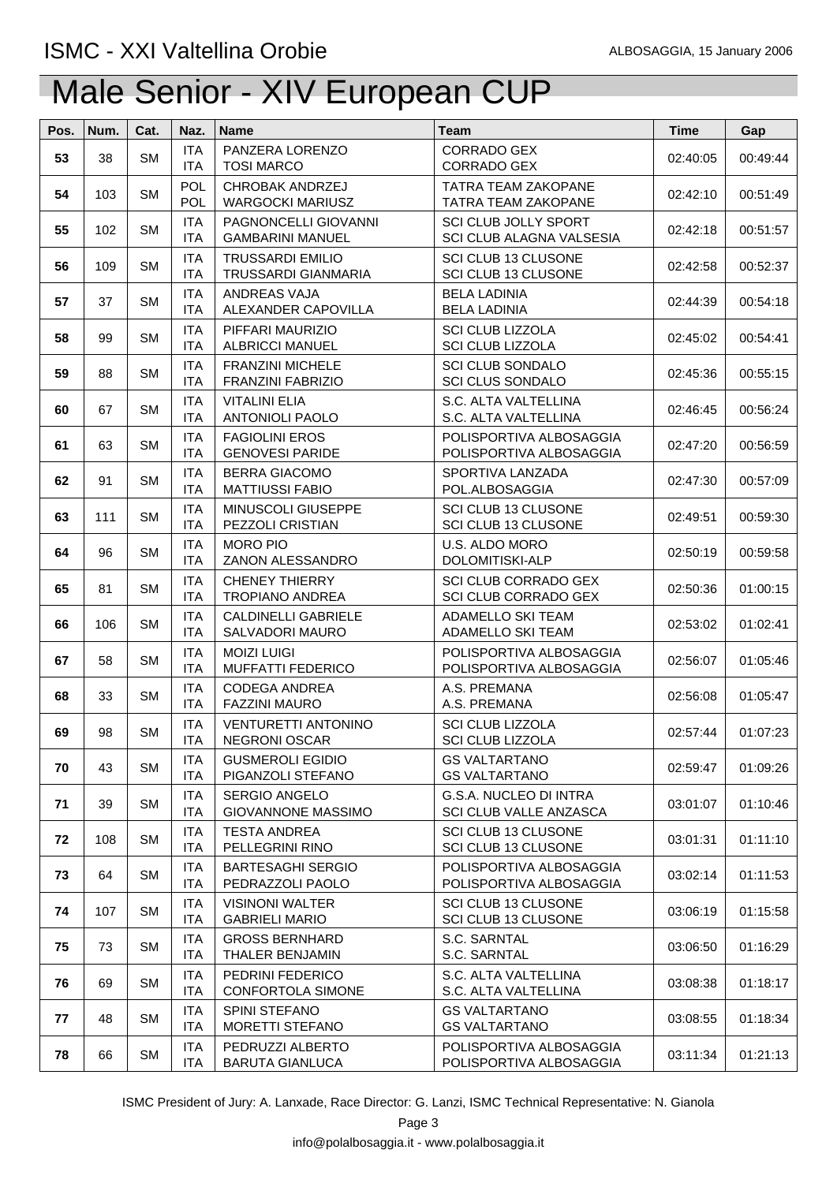ISMC - XXI Valtellina Orobie

ALBOSAGGIA, 15 January 2006

# Male Senior - XIV European CUP

| Pos. | Num. | Cat. | Naz. | Name | Team | Time | Gap |
|---|---|---|---|---|---|---|---|
| 53 | 38 | SM | ITA<br>ITA | PANZERA LORENZO<br>TOSI MARCO | CORRADO GEX<br>CORRADO GEX | 02:40:05 | 00:49:44 |
| 54 | 103 | SM | POL<br>POL | CHROBAK ANDRZEJ<br>WARGOCKI MARIUSZ | TATRA TEAM ZAKOPANE<br>TATRA TEAM ZAKOPANE | 02:42:10 | 00:51:49 |
| 55 | 102 | SM | ITA<br>ITA | PAGNONCELLI GIOVANNI<br>GAMBARINI MANUEL | SCI CLUB JOLLY SPORT<br>SCI CLUB ALAGNA VALSESIA | 02:42:18 | 00:51:57 |
| 56 | 109 | SM | ITA<br>ITA | TRUSSARDI EMILIO<br>TRUSSARDI GIANMARIA | SCI CLUB 13 CLUSONE<br>SCI CLUB 13 CLUSONE | 02:42:58 | 00:52:37 |
| 57 | 37 | SM | ITA<br>ITA | ANDREAS VAJA<br>ALEXANDER CAPOVILLA | BELA LADINIA<br>BELA LADINIA | 02:44:39 | 00:54:18 |
| 58 | 99 | SM | ITA<br>ITA | PIFFARI MAURIZIO<br>ALBRICCI MANUEL | SCI CLUB LIZZOLA<br>SCI CLUB LIZZOLA | 02:45:02 | 00:54:41 |
| 59 | 88 | SM | ITA<br>ITA | FRANZINI MICHELE<br>FRANZINI FABRIZIO | SCI CLUB SONDALO<br>SCI CLUS SONDALO | 02:45:36 | 00:55:15 |
| 60 | 67 | SM | ITA<br>ITA | VITALINI ELIA<br>ANTONIOLI PAOLO | S.C. ALTA VALTELLINA<br>S.C. ALTA VALTELLINA | 02:46:45 | 00:56:24 |
| 61 | 63 | SM | ITA<br>ITA | FAGIOLINI EROS<br>GENOVESI PARIDE | POLISPORTIVA ALBOSAGGIA<br>POLISPORTIVA ALBOSAGGIA | 02:47:20 | 00:56:59 |
| 62 | 91 | SM | ITA<br>ITA | BERRA GIACOMO<br>MATTIUSSI FABIO | SPORTIVA LANZADA<br>POL.ALBOSAGGIA | 02:47:30 | 00:57:09 |
| 63 | 111 | SM | ITA<br>ITA | MINUSCOLI GIUSEPPE<br>PEZZOLI CRISTIAN | SCI CLUB 13 CLUSONE<br>SCI CLUB 13 CLUSONE | 02:49:51 | 00:59:30 |
| 64 | 96 | SM | ITA<br>ITA | MORO PIO<br>ZANON ALESSANDRO | U.S. ALDO MORO<br>DOLOMITISKI-ALP | 02:50:19 | 00:59:58 |
| 65 | 81 | SM | ITA<br>ITA | CHENEY THIERRY<br>TROPIANO ANDREA | SCI CLUB CORRADO GEX<br>SCI CLUB CORRADO GEX | 02:50:36 | 01:00:15 |
| 66 | 106 | SM | ITA<br>ITA | CALDINELLI GABRIELE<br>SALVADORI MAURO | ADAMELLO SKI TEAM<br>ADAMELLO SKI TEAM | 02:53:02 | 01:02:41 |
| 67 | 58 | SM | ITA<br>ITA | MOIZI LUIGI<br>MUFFATTI FEDERICO | POLISPORTIVA ALBOSAGGIA<br>POLISPORTIVA ALBOSAGGIA | 02:56:07 | 01:05:46 |
| 68 | 33 | SM | ITA<br>ITA | CODEGA ANDREA<br>FAZZINI MAURO | A.S. PREMANA<br>A.S. PREMANA | 02:56:08 | 01:05:47 |
| 69 | 98 | SM | ITA<br>ITA | VENTURETTI ANTONINO<br>NEGRONI OSCAR | SCI CLUB LIZZOLA<br>SCI CLUB LIZZOLA | 02:57:44 | 01:07:23 |
| 70 | 43 | SM | ITA<br>ITA | GUSMEROLI EGIDIO<br>PIGANZOLI STEFANO | GS VALTARTANO<br>GS VALTARTANO | 02:59:47 | 01:09:26 |
| 71 | 39 | SM | ITA<br>ITA | SERGIO ANGELO<br>GIOVANNONE MASSIMO | G.S.A. NUCLEO DI INTRA<br>SCI CLUB VALLE ANZASCA | 03:01:07 | 01:10:46 |
| 72 | 108 | SM | ITA<br>ITA | TESTA ANDREA<br>PELLEGRINI RINO | SCI CLUB 13 CLUSONE<br>SCI CLUB 13 CLUSONE | 03:01:31 | 01:11:10 |
| 73 | 64 | SM | ITA<br>ITA | BARTESAGHI SERGIO<br>PEDRAZZOLI PAOLO | POLISPORTIVA ALBOSAGGIA<br>POLISPORTIVA ALBOSAGGIA | 03:02:14 | 01:11:53 |
| 74 | 107 | SM | ITA<br>ITA | VISINONI WALTER<br>GABRIELI MARIO | SCI CLUB 13 CLUSONE<br>SCI CLUB 13 CLUSONE | 03:06:19 | 01:15:58 |
| 75 | 73 | SM | ITA<br>ITA | GROSS BERNHARD<br>THALER BENJAMIN | S.C. SARNTAL<br>S.C. SARNTAL | 03:06:50 | 01:16:29 |
| 76 | 69 | SM | ITA<br>ITA | PEDRINI FEDERICO<br>CONFORTOLA SIMONE | S.C. ALTA VALTELLINA<br>S.C. ALTA VALTELLINA | 03:08:38 | 01:18:17 |
| 77 | 48 | SM | ITA<br>ITA | SPINI STEFANO<br>MORETTI STEFANO | GS VALTARTANO<br>GS VALTARTANO | 03:08:55 | 01:18:34 |
| 78 | 66 | SM | ITA<br>ITA | PEDRUZZI ALBERTO<br>BARUTA GIANLUCA | POLISPORTIVA ALBOSAGGIA<br>POLISPORTIVA ALBOSAGGIA | 03:11:34 | 01:21:13 |

ISMC President of Jury: A. Lanxade, Race Director: G. Lanzi, ISMC Technical Representative: N. Gianola

info@polalbosaggia.it - www.polalbosaggia.it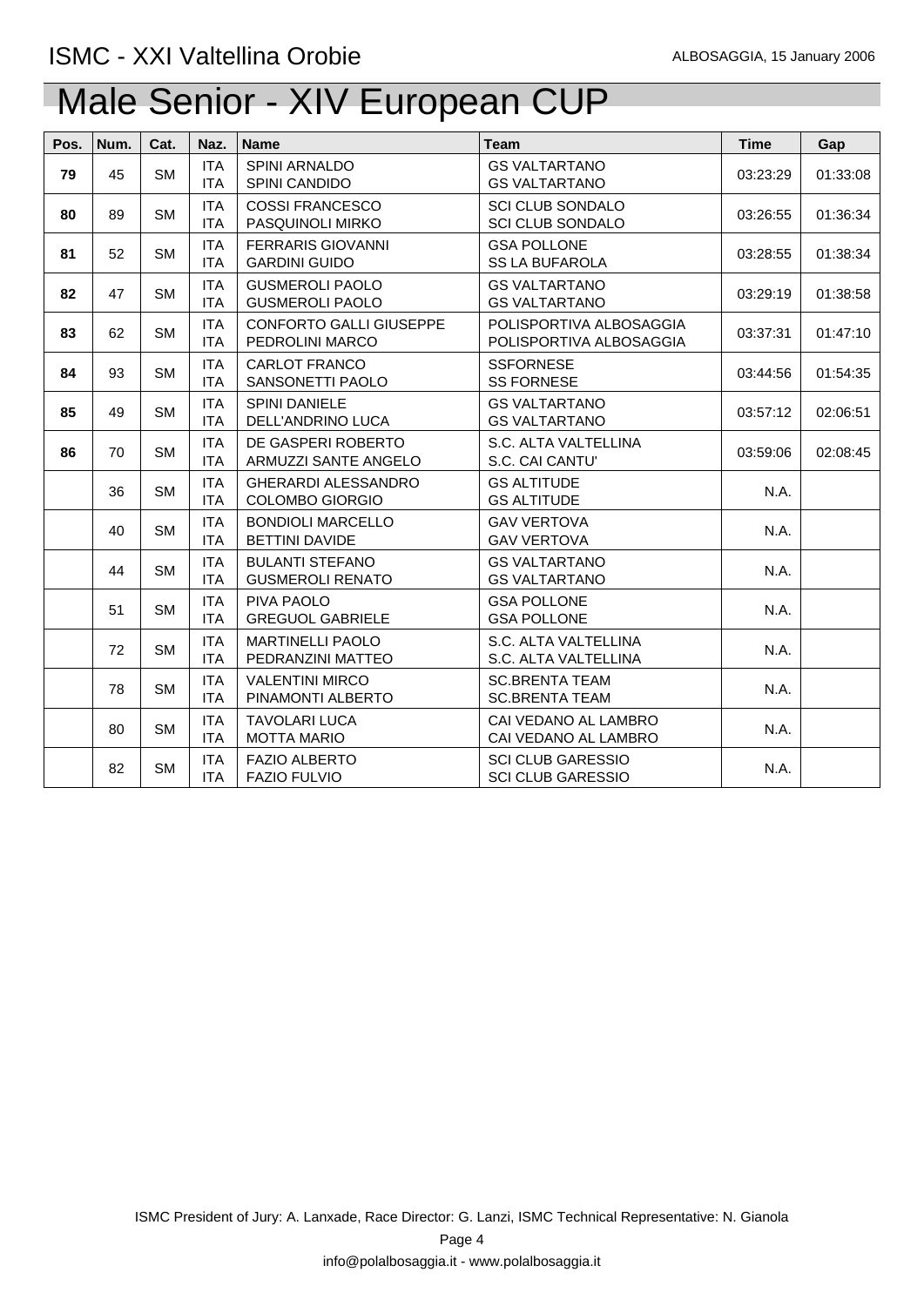ISMC - XXI Valtellina Orobie

ALBOSAGGIA, 15 January 2006

# Male Senior - XIV European CUP

| Pos. | Num. | Cat. | Naz. | Name | Team | Time | Gap |
|---|---|---|---|---|---|---|---|
| **79** | 45 | SM | ITA<br>ITA | SPINI ARNALDO<br>SPINI CANDIDO | GS VALTARTANO<br>GS VALTARTANO | 03:23:29 | 01:33:08 |
| **80** | 89 | SM | ITA<br>ITA | COSSI FRANCESCO<br>PASQUINOLI MIRKO | SCI CLUB SONDALO<br>SCI CLUB SONDALO | 03:26:55 | 01:36:34 |
| **81** | 52 | SM | ITA<br>ITA | FERRARIS GIOVANNI<br>GARDINI GUIDO | GSA POLLONE<br>SS LA BUFAROLA | 03:28:55 | 01:38:34 |
| **82** | 47 | SM | ITA<br>ITA | GUSMEROLI PAOLO<br>GUSMEROLI PAOLO | GS VALTARTANO<br>GS VALTARTANO | 03:29:19 | 01:38:58 |
| **83** | 62 | SM | ITA<br>ITA | CONFORTO GALLI GIUSEPPE<br>PEDROLINI MARCO | POLISPORTIVA ALBOSAGGIA<br>POLISPORTIVA ALBOSAGGIA | 03:37:31 | 01:47:10 |
| **84** | 93 | SM | ITA<br>ITA | CARLOT FRANCO<br>SANSONETTI PAOLO | SSFORNESE<br>SS FORNESE | 03:44:56 | 01:54:35 |
| **85** | 49 | SM | ITA<br>ITA | SPINI DANIELE<br>DELL'ANDRINO LUCA | GS VALTARTANO<br>GS VALTARTANO | 03:57:12 | 02:06:51 |
| **86** | 70 | SM | ITA<br>ITA | DE GASPERI ROBERTO<br>ARMUZZI SANTE ANGELO | S.C. ALTA VALTELLINA<br>S.C. CAI CANTU' | 03:59:06 | 02:08:45 |
| | 36 | SM | ITA<br>ITA | GHERARDI ALESSANDRO<br>COLOMBO GIORGIO | GS ALTITUDE<br>GS ALTITUDE | N.A. | |
| | 40 | SM | ITA<br>ITA | BONDIOLI MARCELLO<br>BETTINI DAVIDE | GAV VERTOVA<br>GAV VERTOVA | N.A. | |
| | 44 | SM | ITA<br>ITA | BULANTI STEFANO<br>GUSMEROLI RENATO | GS VALTARTANO<br>GS VALTARTANO | N.A. | |
| | 51 | SM | ITA<br>ITA | PIVA PAOLO<br>GREGUOL GABRIELE | GSA POLLONE<br>GSA POLLONE | N.A. | |
| | 72 | SM | ITA<br>ITA | MARTINELLI PAOLO<br>PEDRANZINI MATTEO | S.C. ALTA VALTELLINA<br>S.C. ALTA VALTELLINA | N.A. | |
| | 78 | SM | ITA<br>ITA | VALENTINI MIRCO<br>PINAMONTI ALBERTO | SC.BRENTA TEAM<br>SC.BRENTA TEAM | N.A. | |
| | 80 | SM | ITA<br>ITA | TAVOLARI LUCA<br>MOTTA MARIO | CAI VEDANO AL LAMBRO<br>CAI VEDANO AL LAMBRO | N.A. | |
| | 82 | SM | ITA<br>ITA | FAZIO ALBERTO<br>FAZIO FULVIO | SCI CLUB GARESSIO<br>SCI CLUB GARESSIO | N.A. | |

ISMC President of Jury: A. Lanxade, Race Director: G. Lanzi, ISMC Technical Representative: N. Gianola

info@polalbosaggia.it - www.polalbosaggia.it